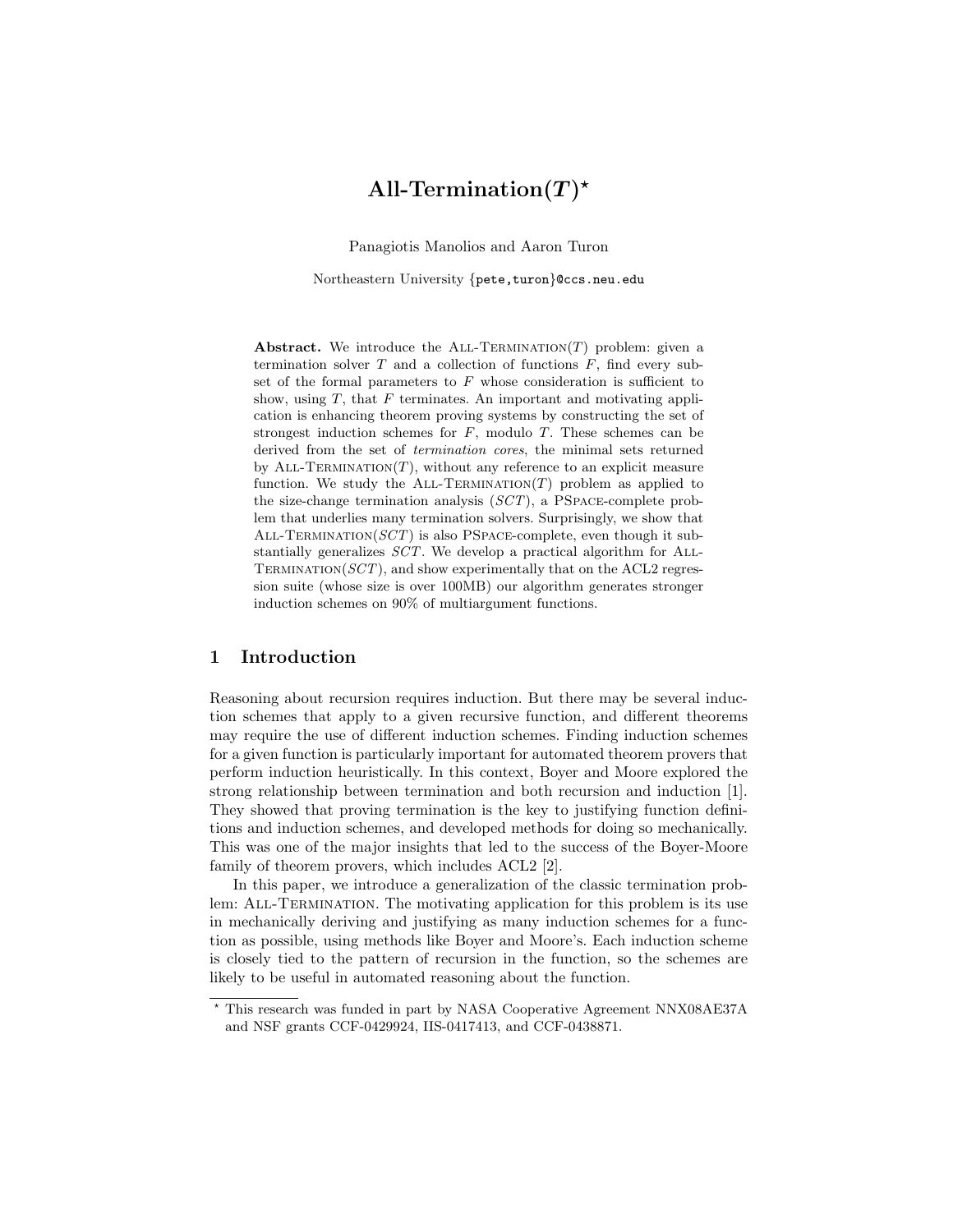# All-Termination($T$)*

Panagiotis Manolios and Aaron Turon

Northeastern University {pete,turon}@ccs.neu.edu

**Abstract.** We introduce the All-Termination($T$) problem: given a termination solver $T$ and a collection of functions $F$, find every subset of the formal parameters to $F$ whose consideration is sufficient to show, using $T$, that $F$ terminates. An important and motivating application is enhancing theorem proving systems by constructing the set of strongest induction schemes for $F$, modulo $T$. These schemes can be derived from the set of *termination cores*, the minimal sets returned by All-Termination($T$), without any reference to an explicit measure function. We study the All-Termination($T$) problem as applied to the size-change termination analysis ($SCT$), a PSpace-complete problem that underlies many termination solvers. Surprisingly, we show that All-Termination($SCT$) is also PSpace-complete, even though it substantially generalizes $SCT$. We develop a practical algorithm for All-Termination($SCT$), and show experimentally that on the ACL2 regression suite (whose size is over 100MB) our algorithm generates stronger induction schemes on 90% of multiargument functions.

## 1 Introduction

Reasoning about recursion requires induction. But there may be several induction schemes that apply to a given recursive function, and different theorems may require the use of different induction schemes. Finding induction schemes for a given function is particularly important for automated theorem provers that perform induction heuristically. In this context, Boyer and Moore explored the strong relationship between termination and both recursion and induction [1]. They showed that proving termination is the key to justifying function definitions and induction schemes, and developed methods for doing so mechanically. This was one of the major insights that led to the success of the Boyer-Moore family of theorem provers, which includes ACL2 [2].

In this paper, we introduce a generalization of the classic termination problem: All-Termination. The motivating application for this problem is its use in mechanically deriving and justifying as many induction schemes for a function as possible, using methods like Boyer and Moore's. Each induction scheme is closely tied to the pattern of recursion in the function, so the schemes are likely to be useful in automated reasoning about the function.

---

* This research was funded in part by NASA Cooperative Agreement NNX08AE37A and NSF grants CCF-0429924, IIS-0417413, and CCF-0438871.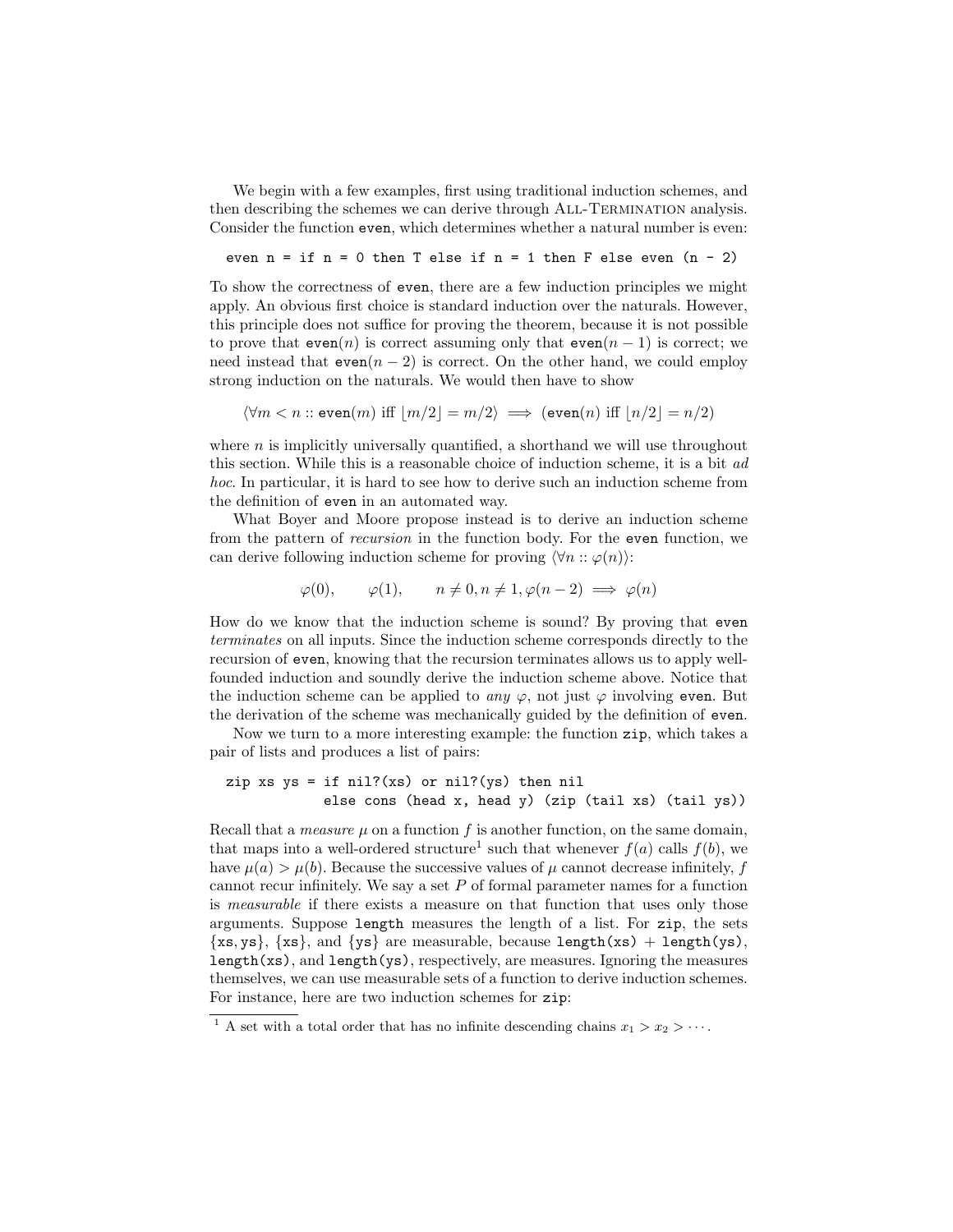We begin with a few examples, first using traditional induction schemes, and then describing the schemes we can derive through All-Termination analysis. Consider the function `even`, which determines whether a natural number is even:

```
even n = if n = 0 then T else if n = 1 then F else even (n - 2)
```

To show the correctness of `even`, there are a few induction principles we might apply. An obvious first choice is standard induction over the naturals. However, this principle does not suffice for proving the theorem, because it is not possible to prove that $\texttt{even}(n)$ is correct assuming only that $\texttt{even}(n-1)$ is correct; we need instead that $\texttt{even}(n-2)$ is correct. On the other hand, we could employ strong induction on the naturals. We would then have to show

$$\langle \forall m < n :: \texttt{even}(m) \text{ iff } \lfloor m/2 \rfloor = m/2 \rangle \implies (\texttt{even}(n) \text{ iff } \lfloor n/2 \rfloor = n/2)$$

where $n$ is implicitly universally quantified, a shorthand we will use throughout this section. While this is a reasonable choice of induction scheme, it is a bit *ad hoc*. In particular, it is hard to see how to derive such an induction scheme from the definition of `even` in an automated way.

What Boyer and Moore propose instead is to derive an induction scheme from the pattern of *recursion* in the function body. For the `even` function, we can derive following induction scheme for proving $\langle \forall n :: \varphi(n) \rangle$:

$$\varphi(0), \qquad \varphi(1), \qquad n \neq 0, n \neq 1, \varphi(n-2) \implies \varphi(n)$$

How do we know that the induction scheme is sound? By proving that `even` *terminates* on all inputs. Since the induction scheme corresponds directly to the recursion of `even`, knowing that the recursion terminates allows us to apply well-founded induction and soundly derive the induction scheme above. Notice that the induction scheme can be applied to *any* $\varphi$, not just $\varphi$ involving `even`. But the derivation of the scheme was mechanically guided by the definition of `even`.

Now we turn to a more interesting example: the function `zip`, which takes a pair of lists and produces a list of pairs:

```
zip xs ys = if nil?(xs) or nil?(ys) then nil
            else cons (head x, head y) (zip (tail xs) (tail ys))
```

Recall that a *measure* $\mu$ on a function $f$ is another function, on the same domain, that maps into a well-ordered structure[1] such that whenever $f(a)$ calls $f(b)$, we have $\mu(a) > \mu(b)$. Because the successive values of $\mu$ cannot decrease infinitely, $f$ cannot recur infinitely. We say a set $P$ of formal parameter names for a function is *measurable* if there exists a measure on that function that uses only those arguments. Suppose `length` measures the length of a list. For `zip`, the sets $\{\texttt{xs}, \texttt{ys}\}$, $\{\texttt{xs}\}$, and $\{\texttt{ys}\}$ are measurable, because `length(xs)` + `length(ys)`, `length(xs)`, and `length(ys)`, respectively, are measures. Ignoring the measures themselves, we can use measurable sets of a function to derive induction schemes. For instance, here are two induction schemes for `zip`:

[1] A set with a total order that has no infinite descending chains $x_1 > x_2 > \cdots$.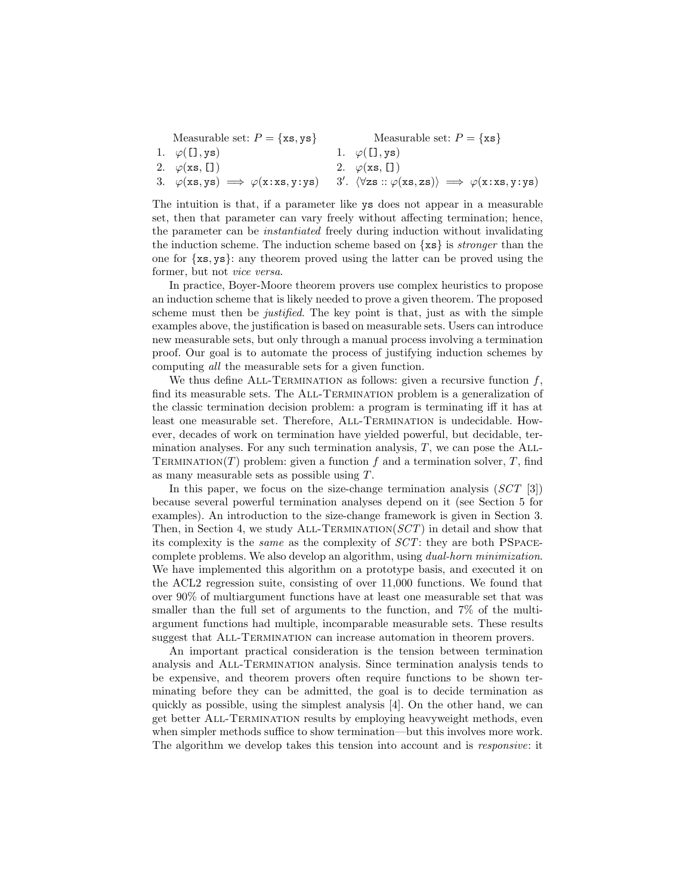| Measurable set: $P = \{\texttt{xs}, \texttt{ys}\}$ | Measurable set: $P = \{\texttt{xs}\}$ |
|---|---|
| 1. $\varphi(\texttt{[]}, \texttt{ys})$ | 1. $\varphi(\texttt{[]}, \texttt{ys})$ |
| 2. $\varphi(\texttt{xs}, \texttt{[]})$ | 2. $\varphi(\texttt{xs}, \texttt{[]})$ |
| 3. $\varphi(\texttt{xs}, \texttt{ys}) \implies \varphi(\texttt{x:xs}, \texttt{y:ys})$ | 3′. $\langle \forall \texttt{zs} :: \varphi(\texttt{xs}, \texttt{zs}) \rangle \implies \varphi(\texttt{x:xs}, \texttt{y:ys})$ |

The intuition is that, if a parameter like `ys` does not appear in a measurable set, then that parameter can vary freely without affecting termination; hence, the parameter can be *instantiated* freely during induction without invalidating the induction scheme. The induction scheme based on {`xs`} is *stronger* than the one for {`xs`, `ys`}: any theorem proved using the latter can be proved using the former, but not *vice versa*.

In practice, Boyer-Moore theorem provers use complex heuristics to propose an induction scheme that is likely needed to prove a given theorem. The proposed scheme must then be *justified*. The key point is that, just as with the simple examples above, the justification is based on measurable sets. Users can introduce new measurable sets, but only through a manual process involving a termination proof. Our goal is to automate the process of justifying induction schemes by computing *all* the measurable sets for a given function.

We thus define All-Termination as follows: given a recursive function $f$, find its measurable sets. The All-Termination problem is a generalization of the classic termination decision problem: a program is terminating iff it has at least one measurable set. Therefore, All-Termination is undecidable. However, decades of work on termination have yielded powerful, but decidable, termination analyses. For any such termination analysis, $T$, we can pose the All-Termination($T$) problem: given a function $f$ and a termination solver, $T$, find as many measurable sets as possible using $T$.

In this paper, we focus on the size-change termination analysis (*SCT* [3]) because several powerful termination analyses depend on it (see Section 5 for examples). An introduction to the size-change framework is given in Section 3. Then, in Section 4, we study All-Termination(*SCT*) in detail and show that its complexity is the *same* as the complexity of *SCT*: they are both PSpace-complete problems. We also develop an algorithm, using *dual-horn minimization*. We have implemented this algorithm on a prototype basis, and executed it on the ACL2 regression suite, consisting of over 11,000 functions. We found that over 90% of multiargument functions have at least one measurable set that was smaller than the full set of arguments to the function, and 7% of the multi-argument functions had multiple, incomparable measurable sets. These results suggest that All-Termination can increase automation in theorem provers.

An important practical consideration is the tension between termination analysis and All-Termination analysis. Since termination analysis tends to be expensive, and theorem provers often require functions to be shown terminating before they can be admitted, the goal is to decide termination as quickly as possible, using the simplest analysis [4]. On the other hand, we can get better All-Termination results by employing heavyweight methods, even when simpler methods suffice to show termination—but this involves more work. The algorithm we develop takes this tension into account and is *responsive*: it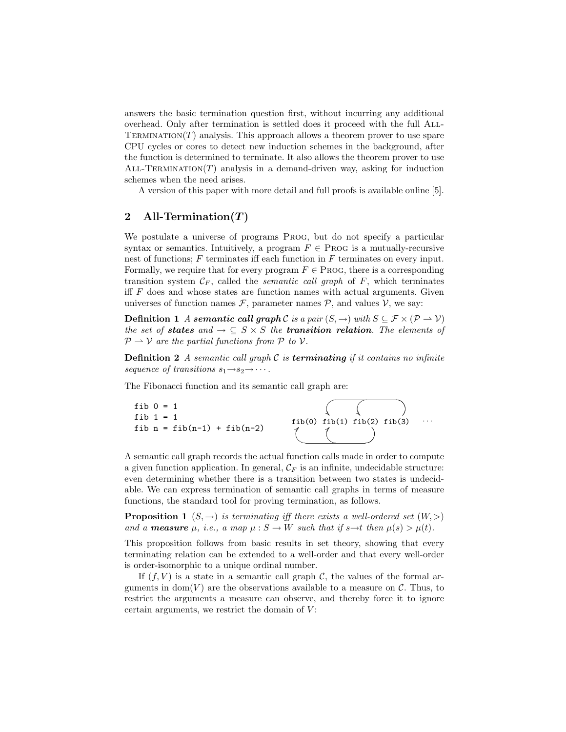answers the basic termination question first, without incurring any additional overhead. Only after termination is settled does it proceed with the full All-Termination($T$) analysis. This approach allows a theorem prover to use spare CPU cycles or cores to detect new induction schemes in the background, after the function is determined to terminate. It also allows the theorem prover to use All-Termination($T$) analysis in a demand-driven way, asking for induction schemes when the need arises.

A version of this paper with more detail and full proofs is available online [5].

## 2 All-Termination($T$)

We postulate a universe of programs Prog, but do not specify a particular syntax or semantics. Intuitively, a program $F \in$ Prog is a mutually-recursive nest of functions; $F$ terminates iff each function in $F$ terminates on every input. Formally, we require that for every program $F \in$ Prog, there is a corresponding transition system $\mathcal{C}_F$, called the *semantic call graph* of $F$, which terminates iff $F$ does and whose states are function names with actual arguments. Given universes of function names $\mathcal{F}$, parameter names $\mathcal{P}$, and values $\mathcal{V}$, we say:

**Definition 1** *A* ***semantic call graph*** $\mathcal{C}$ *is a pair* $(S, \rightarrow)$ *with* $S \subseteq \mathcal{F} \times (\mathcal{P} \rightharpoonup \mathcal{V})$ *the set of* ***states*** *and* $\rightarrow\, \subseteq S \times S$ *the* ***transition relation****. The elements of* $\mathcal{P} \rightharpoonup \mathcal{V}$ *are the partial functions from* $\mathcal{P}$ *to* $\mathcal{V}$.

**Definition 2** *A semantic call graph* $\mathcal{C}$ *is* ***terminating*** *if it contains no infinite sequence of transitions* $s_1 \rightarrow s_2 \rightarrow \cdots$.

The Fibonacci function and its semantic call graph are:

```
fib 0 = 1
fib 1 = 1
fib n = fib(n-1) + fib(n-2)
```

fib(0) fib(1) fib(2) fib(3) ...

A semantic call graph records the actual function calls made in order to compute a given function application. In general, $\mathcal{C}_F$ is an infinite, undecidable structure: even determining whether there is a transition between two states is undecidable. We can express termination of semantic call graphs in terms of measure functions, the standard tool for proving termination, as follows.

**Proposition 1** $(S, \rightarrow)$ *is terminating iff there exists a well-ordered set* $(W, >)$ *and a* ***measure*** $\mu$*, i.e., a map* $\mu : S \rightarrow W$ *such that if* $s \rightarrow t$ *then* $\mu(s) > \mu(t)$.

This proposition follows from basic results in set theory, showing that every terminating relation can be extended to a well-order and that every well-order is order-isomorphic to a unique ordinal number.

If $(f, V)$ is a state in a semantic call graph $\mathcal{C}$, the values of the formal arguments in $\mathrm{dom}(V)$ are the observations available to a measure on $\mathcal{C}$. Thus, to restrict the arguments a measure can observe, and thereby force it to ignore certain arguments, we restrict the domain of $V$: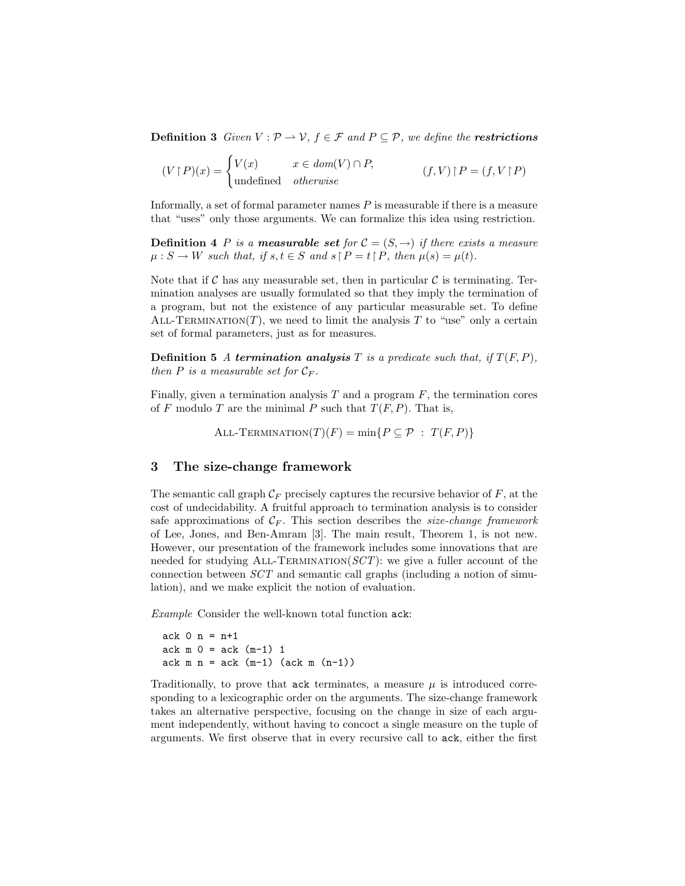**Definition 3** *Given $V : \mathcal{P} \rightharpoonup \mathcal{V}$, $f \in \mathcal{F}$ and $P \subseteq \mathcal{P}$, we define the* ***restrictions***

$$(V \upharpoonright P)(x) = \begin{cases} V(x) & x \in dom(V) \cap P, \\ \text{undefined} & \textit{otherwise} \end{cases} \qquad\qquad (f, V) \upharpoonright P = (f, V \upharpoonright P)$$

Informally, a set of formal parameter names $P$ is measurable if there is a measure that "uses" only those arguments. We can formalize this idea using restriction.

**Definition 4** *$P$ is a* ***measurable set*** *for $\mathcal{C} = (S, \rightarrow)$ if there exists a measure $\mu : S \rightarrow W$ such that, if $s, t \in S$ and $s \upharpoonright P = t \upharpoonright P$, then $\mu(s) = \mu(t)$.*

Note that if $\mathcal{C}$ has any measurable set, then in particular $\mathcal{C}$ is terminating. Termination analyses are usually formulated so that they imply the termination of a program, but not the existence of any particular measurable set. To define All-Termination($T$), we need to limit the analysis $T$ to "use" only a certain set of formal parameters, just as for measures.

**Definition 5** *A* ***termination analysis*** *$T$ is a predicate such that, if $T(F, P)$, then $P$ is a measurable set for $\mathcal{C}_F$.*

Finally, given a termination analysis $T$ and a program $F$, the termination cores of $F$ modulo $T$ are the minimal $P$ such that $T(F, P)$. That is,

$$\text{All-Termination}(T)(F) = \min\{P \subseteq \mathcal{P} \;:\; T(F, P)\}$$

## 3 The size-change framework

The semantic call graph $\mathcal{C}_F$ precisely captures the recursive behavior of $F$, at the cost of undecidability. A fruitful approach to termination analysis is to consider safe approximations of $\mathcal{C}_F$. This section describes the *size-change framework* of Lee, Jones, and Ben-Amram [3]. The main result, Theorem 1, is not new. However, our presentation of the framework includes some innovations that are needed for studying All-Termination($SCT$): we give a fuller account of the connection between $SCT$ and semantic call graphs (including a notion of simulation), and we make explicit the notion of evaluation.

*Example* Consider the well-known total function `ack`:

```
ack 0 n = n+1
ack m 0 = ack (m-1) 1
ack m n = ack (m-1) (ack m (n-1))
```

Traditionally, to prove that `ack` terminates, a measure $\mu$ is introduced corresponding to a lexicographic order on the arguments. The size-change framework takes an alternative perspective, focusing on the change in size of each argument independently, without having to concoct a single measure on the tuple of arguments. We first observe that in every recursive call to `ack`, either the first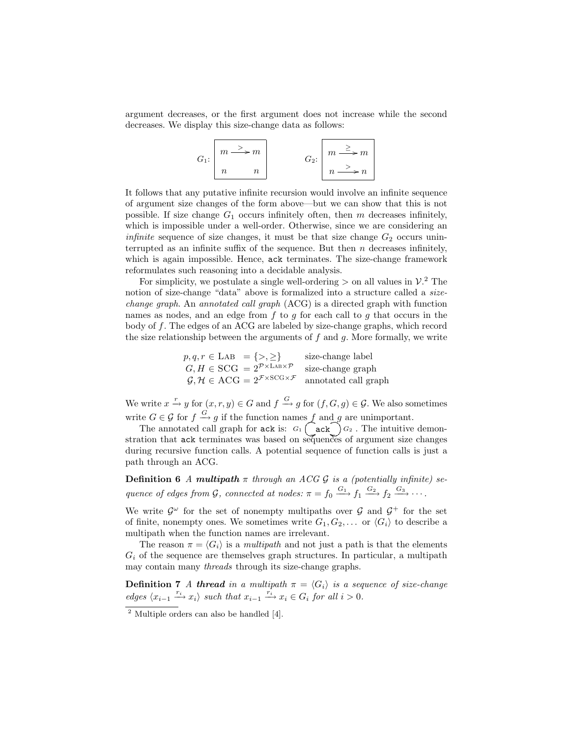argument decreases, or the first argument does not increase while the second decreases. We display this size-change data as follows:

$$G_1: \boxed{\begin{array}{ccc} m & \xrightarrow{>} & m \\ n & & n \end{array}} \qquad G_2: \boxed{\begin{array}{ccc} m & \xrightarrow{\geq} & m \\ n & \xrightarrow{>} & n \end{array}}$$

It follows that any putative infinite recursion would involve an infinite sequence of argument size changes of the form above—but we can show that this is not possible. If size change $G_1$ occurs infinitely often, then $m$ decreases infinitely, which is impossible under a well-order. Otherwise, since we are considering an *infinite* sequence of size changes, it must be that size change $G_2$ occurs uninterrupted as an infinite suffix of the sequence. But then $n$ decreases infinitely, which is again impossible. Hence, `ack` terminates. The size-change framework reformulates such reasoning into a decidable analysis.

For simplicity, we postulate a single well-ordering $>$ on all values in $\mathcal{V}$.[2] The notion of size-change "data" above is formalized into a structure called a *size-change graph*. An *annotated call graph* (ACG) is a directed graph with function names as nodes, and an edge from $f$ to $g$ for each call to $g$ that occurs in the body of $f$. The edges of an ACG are labeled by size-change graphs, which record the size relationship between the arguments of $f$ and $g$. More formally, we write

$$\begin{array}{lll} p, q, r \in \text{LAB} & = \{>, \geq\} & \text{size-change label} \\ G, H \in \text{SCG} & = 2^{\mathcal{P} \times \text{LAB} \times \mathcal{P}} & \text{size-change graph} \\ \mathcal{G}, \mathcal{H} \in \text{ACG} & = 2^{\mathcal{F} \times \text{SCG} \times \mathcal{F}} & \text{annotated call graph} \end{array}$$

We write $x \xrightarrow{r} y$ for $(x, r, y) \in G$ and $f \xrightarrow{G} g$ for $(f, G, g) \in \mathcal{G}$. We also sometimes write $G \in \mathcal{G}$ for $f \xrightarrow{G} g$ if the function names $f$ and $g$ are unimportant.

The annotated call graph for `ack` is: $G_1$ ( `ack` ) $G_2$ . The intuitive demonstration that `ack` terminates was based on sequences of argument size changes during recursive function calls. A potential sequence of function calls is just a path through an ACG.

**Definition 6** *A* ***multipath*** *$\pi$ through an ACG $\mathcal{G}$ is a (potentially infinite) sequence of edges from $\mathcal{G}$, connected at nodes: $\pi = f_0 \xrightarrow{G_1} f_1 \xrightarrow{G_2} f_2 \xrightarrow{G_3} \cdots$.*

We write $\mathcal{G}^\omega$ for the set of nonempty multipaths over $\mathcal{G}$ and $\mathcal{G}^+$ for the set of finite, nonempty ones. We sometimes write $G_1, G_2, \ldots$ or $\langle G_i \rangle$ to describe a multipath when the function names are irrelevant.

The reason $\pi = \langle G_i \rangle$ is a *multipath* and not just a path is that the elements $G_i$ of the sequence are themselves graph structures. In particular, a multipath may contain many *threads* through its size-change graphs.

**Definition 7** *A* ***thread*** *in a multipath $\pi = \langle G_i \rangle$ is a sequence of size-change edges $\langle x_{i-1} \xrightarrow{r_i} x_i \rangle$ such that $x_{i-1} \xrightarrow{r_i} x_i \in G_i$ for all $i > 0$.*

[2] Multiple orders can also be handled [4].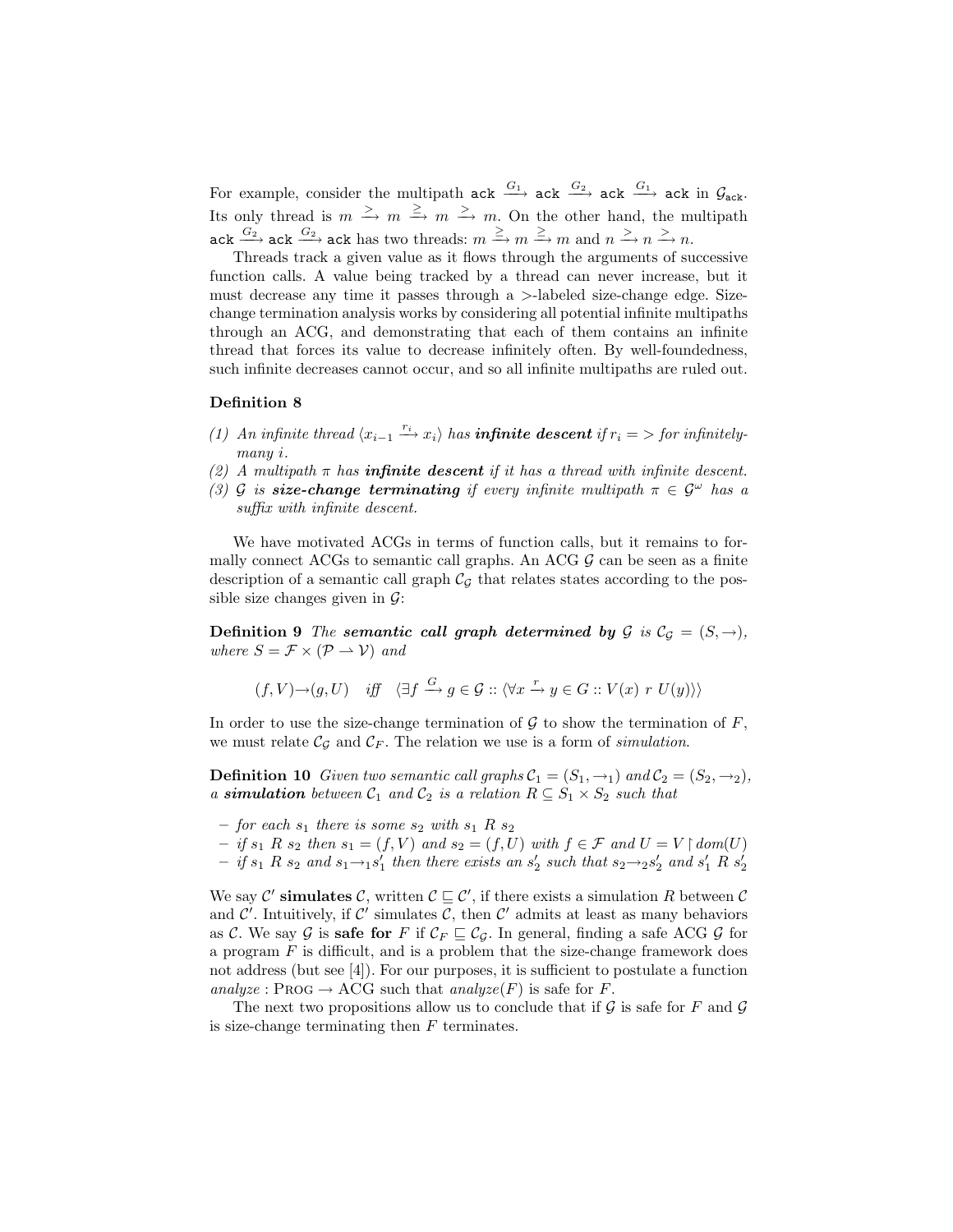For example, consider the multipath $\texttt{ack} \xrightarrow{G_1} \texttt{ack} \xrightarrow{G_2} \texttt{ack} \xrightarrow{G_1} \texttt{ack}$ in $\mathcal{G}_{\texttt{ack}}$. Its only thread is $m \xrightarrow{>} m \xrightarrow{\geq} m \xrightarrow{>} m$. On the other hand, the multipath $\texttt{ack} \xrightarrow{G_2} \texttt{ack} \xrightarrow{G_2} \texttt{ack}$ has two threads: $m \xrightarrow{\geq} m \xrightarrow{\geq} m$ and $n \xrightarrow{>} n \xrightarrow{>} n$.

Threads track a given value as it flows through the arguments of successive function calls. A value being tracked by a thread can never increase, but it must decrease any time it passes through a $>$-labeled size-change edge. Size-change termination analysis works by considering all potential infinite multipaths through an ACG, and demonstrating that each of them contains an infinite thread that forces its value to decrease infinitely often. By well-foundedness, such infinite decreases cannot occur, and so all infinite multipaths are ruled out.

**Definition 8**

*(1) An infinite thread $\langle x_{i-1} \xrightarrow{r_i} x_i \rangle$ has* ***infinite descent*** *if $r_i = >$ for infinitely-many $i$.*

*(2) A multipath $\pi$ has* ***infinite descent*** *if it has a thread with infinite descent.*

*(3) $\mathcal{G}$ is* ***size-change terminating*** *if every infinite multipath $\pi \in \mathcal{G}^\omega$ has a suffix with infinite descent.*

We have motivated ACGs in terms of function calls, but it remains to formally connect ACGs to semantic call graphs. An ACG $\mathcal{G}$ can be seen as a finite description of a semantic call graph $\mathcal{C}_\mathcal{G}$ that relates states according to the possible size changes given in $\mathcal{G}$:

**Definition 9** *The* ***semantic call graph determined by*** *$\mathcal{G}$ is $\mathcal{C}_\mathcal{G} = (S, \rightarrow)$, where $S = \mathcal{F} \times (\mathcal{P} \rightharpoonup \mathcal{V})$ and*

$$(f, V) \rightarrow (g, U) \quad \textit{iff} \quad \langle \exists f \xrightarrow{G} g \in \mathcal{G} :: \langle \forall x \xrightarrow{r} y \in G :: V(x)\ r\ U(y) \rangle \rangle$$

In order to use the size-change termination of $\mathcal{G}$ to show the termination of $F$, we must relate $\mathcal{C}_\mathcal{G}$ and $\mathcal{C}_F$. The relation we use is a form of *simulation*.

**Definition 10** *Given two semantic call graphs $\mathcal{C}_1 = (S_1, \rightarrow_1)$ and $\mathcal{C}_2 = (S_2, \rightarrow_2)$, a* ***simulation*** *between $\mathcal{C}_1$ and $\mathcal{C}_2$ is a relation $R \subseteq S_1 \times S_2$ such that*

- *for each $s_1$ there is some $s_2$ with $s_1\ R\ s_2$*
- *if $s_1\ R\ s_2$ then $s_1 = (f, V)$ and $s_2 = (f, U)$ with $f \in \mathcal{F}$ and $U = V \restriction dom(U)$*
- *if $s_1\ R\ s_2$ and $s_1 \rightarrow_1 s_1'$ then there exists an $s_2'$ such that $s_2 \rightarrow_2 s_2'$ and $s_1'\ R\ s_2'$*

We say $\mathcal{C}'$ **simulates** $\mathcal{C}$, written $\mathcal{C} \sqsubseteq \mathcal{C}'$, if there exists a simulation $R$ between $\mathcal{C}$ and $\mathcal{C}'$. Intuitively, if $\mathcal{C}'$ simulates $\mathcal{C}$, then $\mathcal{C}'$ admits at least as many behaviors as $\mathcal{C}$. We say $\mathcal{G}$ is **safe for** $F$ if $\mathcal{C}_F \sqsubseteq \mathcal{C}_\mathcal{G}$. In general, finding a safe ACG $\mathcal{G}$ for a program $F$ is difficult, and is a problem that the size-change framework does not address (but see [4]). For our purposes, it is sufficient to postulate a function *analyze* : PROG $\rightarrow$ ACG such that *analyze*$(F)$ is safe for $F$.

The next two propositions allow us to conclude that if $\mathcal{G}$ is safe for $F$ and $\mathcal{G}$ is size-change terminating then $F$ terminates.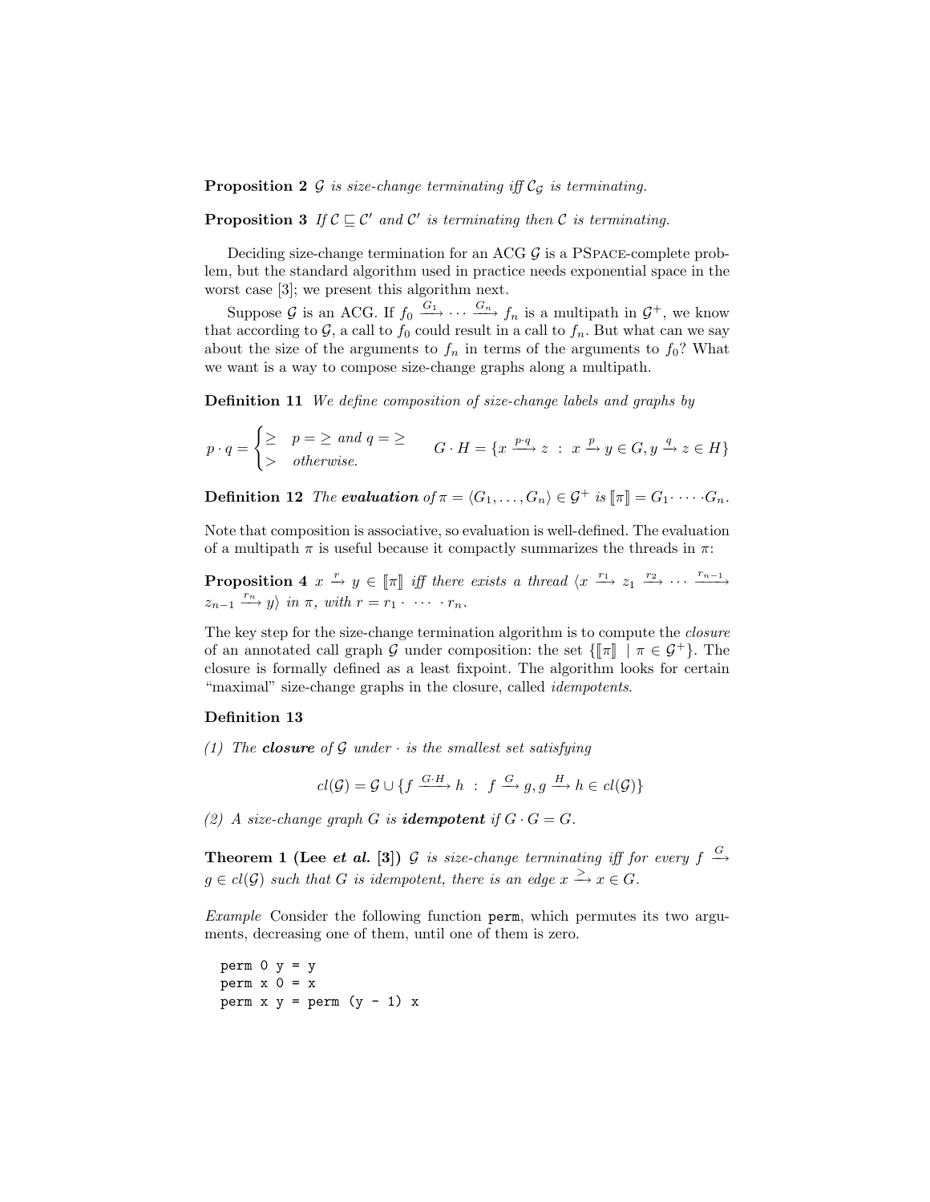**Proposition 2** *$\mathcal{G}$ is size-change terminating iff $\mathcal{C}_\mathcal{G}$ is terminating.*

**Proposition 3** *If $\mathcal{C} \sqsubseteq \mathcal{C}'$ and $\mathcal{C}'$ is terminating then $\mathcal{C}$ is terminating.*

Deciding size-change termination for an ACG $\mathcal{G}$ is a PSPACE-complete problem, but the standard algorithm used in practice needs exponential space in the worst case [3]; we present this algorithm next.

Suppose $\mathcal{G}$ is an ACG. If $f_0 \xrightarrow{G_1} \cdots \xrightarrow{G_n} f_n$ is a multipath in $\mathcal{G}^+$, we know that according to $\mathcal{G}$, a call to $f_0$ could result in a call to $f_n$. But what can we say about the size of the arguments to $f_n$ in terms of the arguments to $f_0$? What we want is a way to compose size-change graphs along a multipath.

**Definition 11** *We define composition of size-change labels and graphs by*

$$p \cdot q = \begin{cases} \geq & p = \geq \text{ and } q = \geq \\ > & \text{otherwise.} \end{cases} \qquad G \cdot H = \{x \xrightarrow{p \cdot q} z \ : \ x \xrightarrow{p} y \in G, y \xrightarrow{q} z \in H\}$$

**Definition 12** *The **evaluation** of $\pi = \langle G_1, \ldots, G_n \rangle \in \mathcal{G}^+$ is $[\![\pi]\!] = G_1 \cdot \cdots \cdot G_n$.*

Note that composition is associative, so evaluation is well-defined. The evaluation of a multipath $\pi$ is useful because it compactly summarizes the threads in $\pi$:

**Proposition 4** *$x \xrightarrow{r} y \in [\![\pi]\!]$ iff there exists a thread $\langle x \xrightarrow{r_1} z_1 \xrightarrow{r_2} \cdots \xrightarrow{r_{n-1}} z_{n-1} \xrightarrow{r_n} y \rangle$ in $\pi$, with $r = r_1 \cdot \ \cdots \ \cdot r_n$.*

The key step for the size-change termination algorithm is to compute the *closure* of an annotated call graph $\mathcal{G}$ under composition: the set $\{[\![\pi]\!] \mid \pi \in \mathcal{G}^+\}$. The closure is formally defined as a least fixpoint. The algorithm looks for certain "maximal" size-change graphs in the closure, called *idempotents*.

**Definition 13**

*(1) The **closure** of $\mathcal{G}$ under $\cdot$ is the smallest set satisfying*

$$cl(\mathcal{G}) = \mathcal{G} \cup \{f \xrightarrow{G \cdot H} h \ : \ f \xrightarrow{G} g, g \xrightarrow{H} h \in cl(\mathcal{G})\}$$

*(2) A size-change graph $G$ is **idempotent** if $G \cdot G = G$.*

**Theorem 1 (Lee *et al.* [3])** *$\mathcal{G}$ is size-change terminating iff for every $f \xrightarrow{G} g \in cl(\mathcal{G})$ such that $G$ is idempotent, there is an edge $x \xrightarrow{>} x \in G$.*

*Example* Consider the following function `perm`, which permutes its two arguments, decreasing one of them, until one of them is zero.

```
perm 0 y = y
perm x 0 = x
perm x y = perm (y - 1) x
```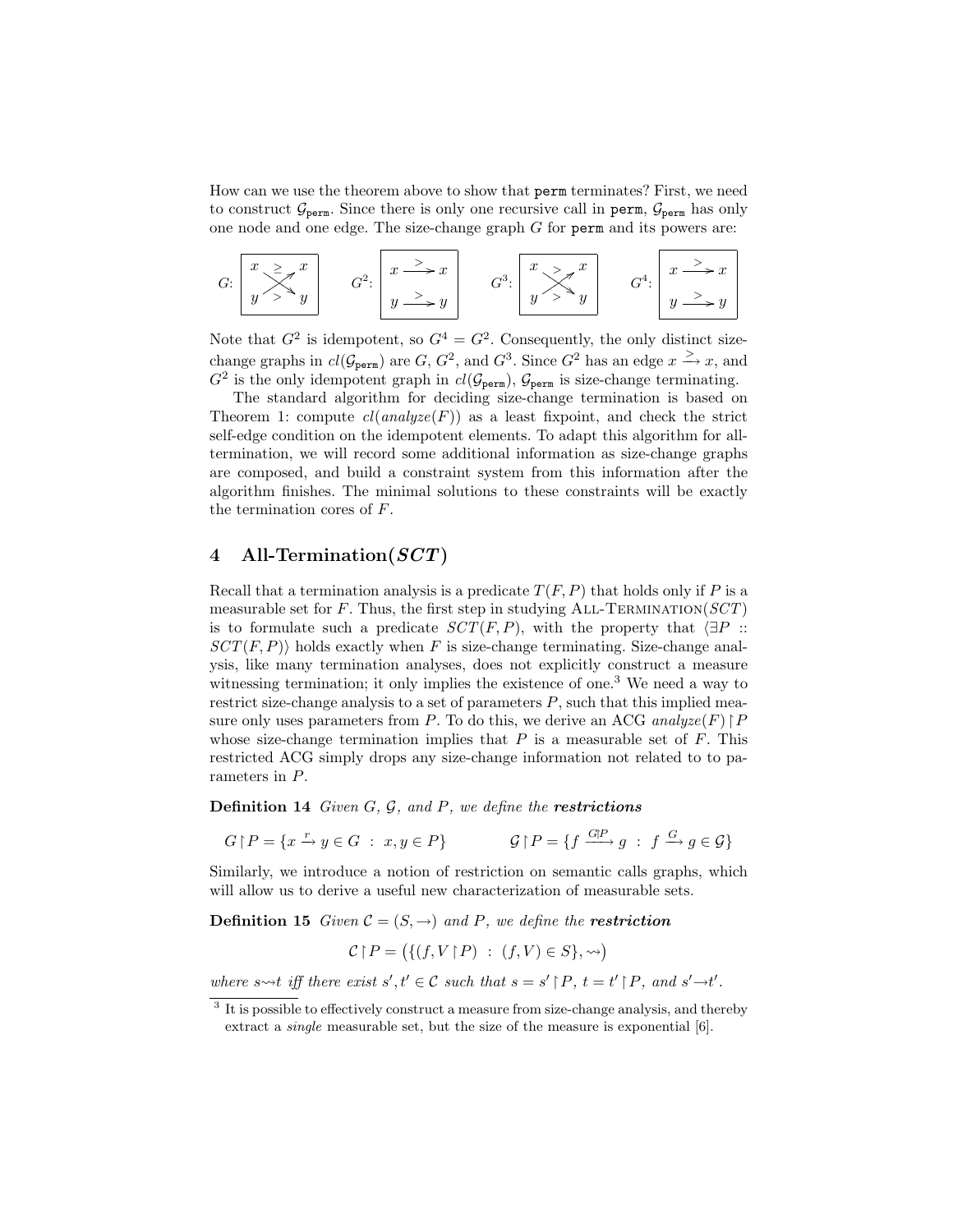How can we use the theorem above to show that `perm` terminates? First, we need to construct $\mathcal{G}_{\texttt{perm}}$. Since there is only one recursive call in `perm`, $\mathcal{G}_{\texttt{perm}}$ has only one node and one edge. The size-change graph $G$ for `perm` and its powers are:

$G$: $x \xrightarrow{\geq} y$, $y \xrightarrow{>} x$ $\qquad$ $G^2$: $x \xrightarrow{>} x$, $y \xrightarrow{>} y$ $\qquad$ $G^3$: $x \xrightarrow{>} y$, $y \xrightarrow{>} x$ $\qquad$ $G^4$: $x \xrightarrow{>} x$, $y \xrightarrow{>} y$

Note that $G^2$ is idempotent, so $G^4 = G^2$. Consequently, the only distinct size-change graphs in $cl(\mathcal{G}_{\texttt{perm}})$ are $G$, $G^2$, and $G^3$. Since $G^2$ has an edge $x \xrightarrow{>} x$, and $G^2$ is the only idempotent graph in $cl(\mathcal{G}_{\texttt{perm}})$, $\mathcal{G}_{\texttt{perm}}$ is size-change terminating.

The standard algorithm for deciding size-change termination is based on Theorem 1: compute $cl(analyze(F))$ as a least fixpoint, and check the strict self-edge condition on the idempotent elements. To adapt this algorithm for all-termination, we will record some additional information as size-change graphs are composed, and build a constraint system from this information after the algorithm finishes. The minimal solutions to these constraints will be exactly the termination cores of $F$.

## 4 All-Termination($SCT$)

Recall that a termination analysis is a predicate $T(F, P)$ that holds only if $P$ is a measurable set for $F$. Thus, the first step in studying All-Termination($SCT$) is to formulate such a predicate $SCT(F, P)$, with the property that $\langle \exists P :: SCT(F, P)\rangle$ holds exactly when $F$ is size-change terminating. Size-change analysis, like many termination analyses, does not explicitly construct a measure witnessing termination; it only implies the existence of one.[3] We need a way to restrict size-change analysis to a set of parameters $P$, such that this implied measure only uses parameters from $P$. To do this, we derive an ACG $analyze(F) \restriction P$ whose size-change termination implies that $P$ is a measurable set of $F$. This restricted ACG simply drops any size-change information not related to to parameters in $P$.

**Definition 14** *Given $G$, $\mathcal{G}$, and $P$, we define the* ***restrictions***

$$G \restriction P = \{x \xrightarrow{r} y \in G \ : \ x, y \in P\} \qquad\qquad \mathcal{G} \restriction P = \{f \xrightarrow{G \restriction P} g \ : \ f \xrightarrow{G} g \in \mathcal{G}\}$$

Similarly, we introduce a notion of restriction on semantic calls graphs, which will allow us to derive a useful new characterization of measurable sets.

**Definition 15** *Given $\mathcal{C} = (S, \to)$ and $P$, we define the* ***restriction***

$$\mathcal{C} \restriction P = \big(\{(f, V \restriction P) \ : \ (f, V) \in S\}, \rightsquigarrow\big)$$

*where $s \rightsquigarrow t$ iff there exist $s', t' \in \mathcal{C}$ such that $s = s' \restriction P$, $t = t' \restriction P$, and $s' \to t'$.*

---

[3] It is possible to effectively construct a measure from size-change analysis, and thereby extract a *single* measurable set, but the size of the measure is exponential [6].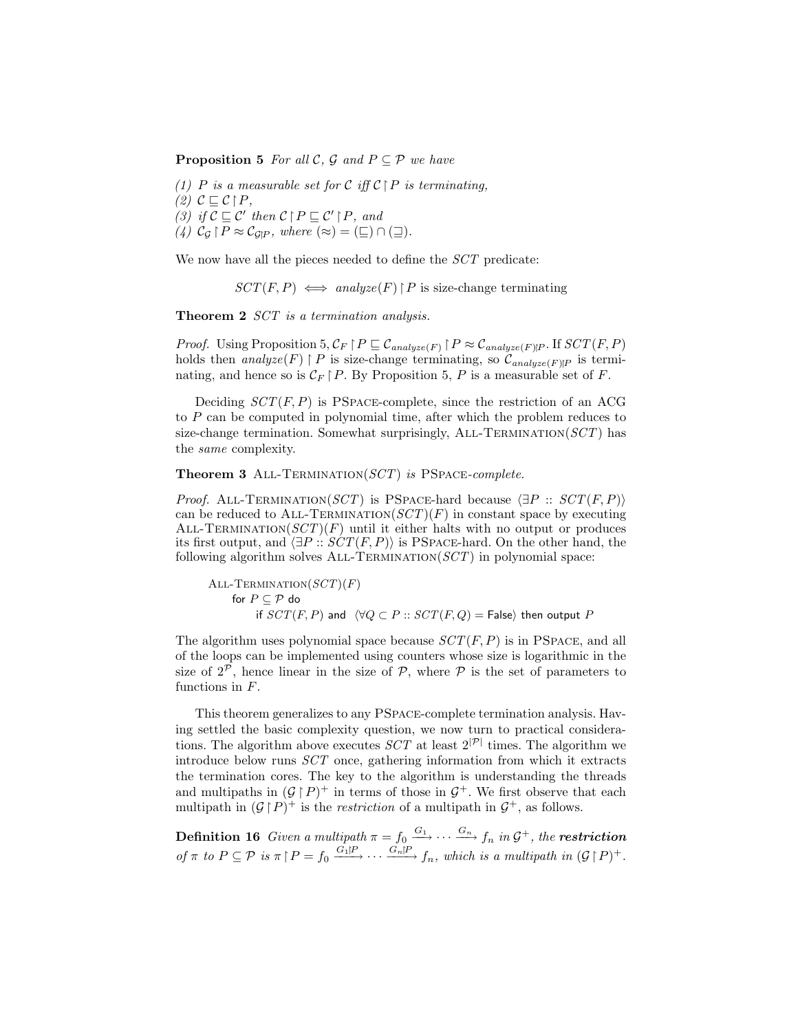**Proposition 5** *For all $\mathcal{C}$, $\mathcal{G}$ and $P \subseteq \mathcal{P}$ we have*

*(1) $P$ is a measurable set for $\mathcal{C}$ iff $\mathcal{C} \restriction P$ is terminating,*
*(2) $\mathcal{C} \sqsubseteq \mathcal{C} \restriction P$,*
*(3) if $\mathcal{C} \sqsubseteq \mathcal{C}'$ then $\mathcal{C} \restriction P \sqsubseteq \mathcal{C}' \restriction P$, and*
*(4) $\mathcal{C}_{\mathcal{G}} \restriction P \approx \mathcal{C}_{\mathcal{G} \restriction P}$, where $(\approx) = (\sqsubseteq) \cap (\sqsupseteq)$.*

We now have all the pieces needed to define the *SCT* predicate:

$$SCT(F, P) \iff analyze(F) \restriction P \text{ is size-change terminating}$$

**Theorem 2** *SCT is a termination analysis.*

*Proof.* Using Proposition 5, $\mathcal{C}_F \restriction P \sqsubseteq \mathcal{C}_{analyze(F)} \restriction P \approx \mathcal{C}_{analyze(F) \restriction P}$. If $SCT(F, P)$ holds then $analyze(F) \restriction P$ is size-change terminating, so $\mathcal{C}_{analyze(F) \restriction P}$ is terminating, and hence so is $\mathcal{C}_F \restriction P$. By Proposition 5, $P$ is a measurable set of $F$.

Deciding $SCT(F, P)$ is PSPACE-complete, since the restriction of an ACG to $P$ can be computed in polynomial time, after which the problem reduces to size-change termination. Somewhat surprisingly, ALL-TERMINATION($SCT$) has the *same* complexity.

**Theorem 3** ALL-TERMINATION($SCT$) *is* PSPACE*-complete.*

*Proof.* ALL-TERMINATION($SCT$) is PSPACE-hard because $\langle \exists P :: SCT(F, P) \rangle$ can be reduced to ALL-TERMINATION($SCT$)($F$) in constant space by executing ALL-TERMINATION($SCT$)($F$) until it either halts with no output or produces its first output, and $\langle \exists P :: SCT(F, P) \rangle$ is PSPACE-hard. On the other hand, the following algorithm solves ALL-TERMINATION($SCT$) in polynomial space:

```
ALL-TERMINATION(SCT)(F)
    for P ⊆ 𝒫 do
        if SCT(F, P) and ⟨∀Q ⊂ P :: SCT(F, Q) = False⟩ then output P
```

The algorithm uses polynomial space because $SCT(F, P)$ is in PSPACE, and all of the loops can be implemented using counters whose size is logarithmic in the size of $2^{\mathcal{P}}$, hence linear in the size of $\mathcal{P}$, where $\mathcal{P}$ is the set of parameters to functions in $F$.

This theorem generalizes to any PSPACE-complete termination analysis. Having settled the basic complexity question, we now turn to practical considerations. The algorithm above executes $SCT$ at least $2^{|\mathcal{P}|}$ times. The algorithm we introduce below runs $SCT$ once, gathering information from which it extracts the termination cores. The key to the algorithm is understanding the threads and multipaths in $(\mathcal{G} \restriction P)^+$ in terms of those in $\mathcal{G}^+$. We first observe that each multipath in $(\mathcal{G} \restriction P)^+$ is the *restriction* of a multipath in $\mathcal{G}^+$, as follows.

**Definition 16** *Given a multipath $\pi = f_0 \xrightarrow{G_1} \cdots \xrightarrow{G_n} f_n$ in $\mathcal{G}^+$, the **restriction** of $\pi$ to $P \subseteq \mathcal{P}$ is $\pi \restriction P = f_0 \xrightarrow{G_1 \restriction P} \cdots \xrightarrow{G_n \restriction P} f_n$, which is a multipath in $(\mathcal{G} \restriction P)^+$.*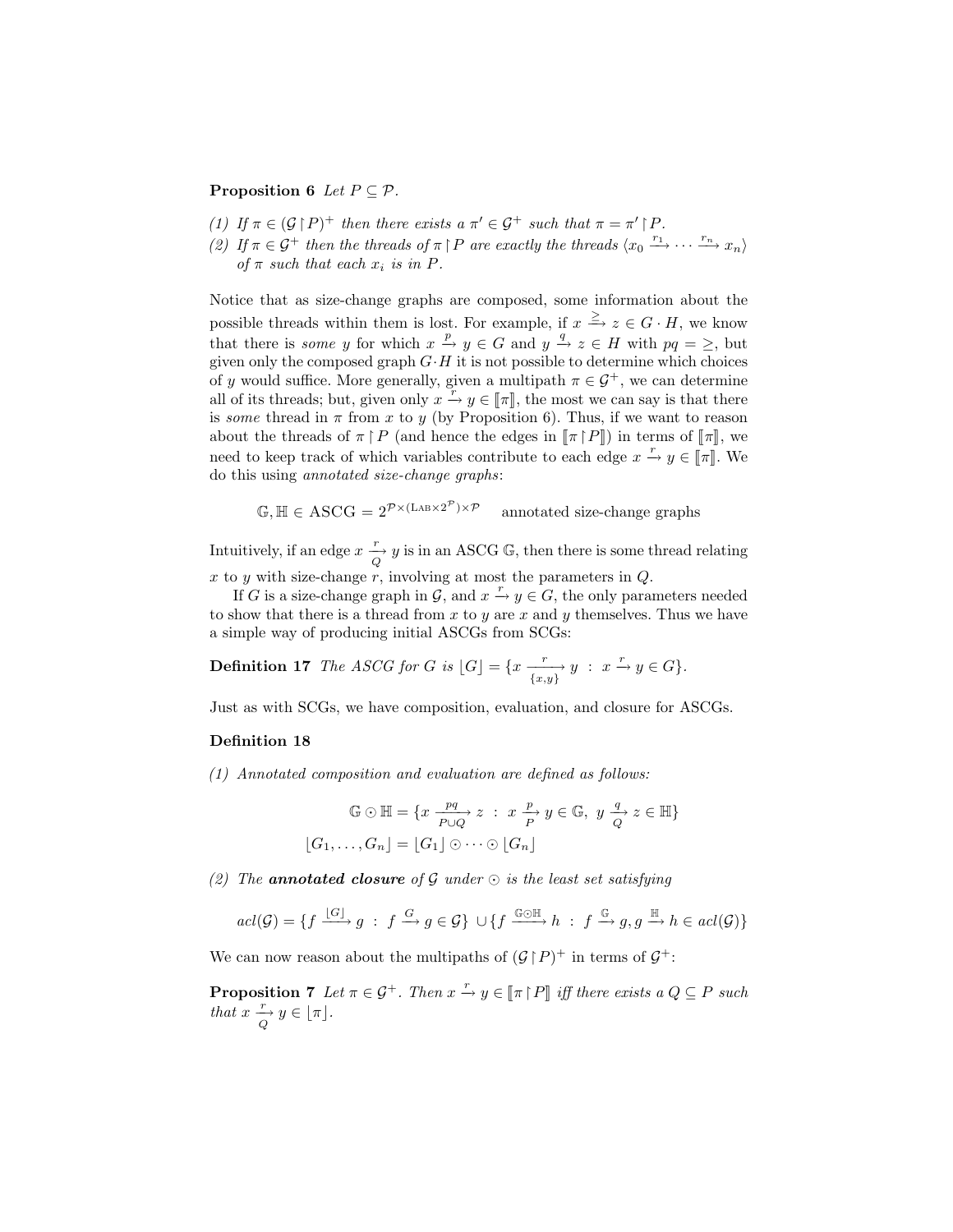**Proposition 6** *Let $P \subseteq \mathcal{P}$.*

*(1) If $\pi \in (\mathcal{G} \restriction P)^+$ then there exists a $\pi' \in \mathcal{G}^+$ such that $\pi = \pi' \restriction P$.*

*(2) If $\pi \in \mathcal{G}^+$ then the threads of $\pi \restriction P$ are exactly the threads $\langle x_0 \xrightarrow{r_1} \cdots \xrightarrow{r_n} x_n \rangle$ of $\pi$ such that each $x_i$ is in $P$.*

Notice that as size-change graphs are composed, some information about the possible threads within them is lost. For example, if $x \xrightarrow{\geq} z \in G \cdot H$, we know that there is *some* $y$ for which $x \xrightarrow{p} y \in G$ and $y \xrightarrow{q} z \in H$ with $pq = \geq$, but given only the composed graph $G \cdot H$ it is not possible to determine which choices of $y$ would suffice. More generally, given a multipath $\pi \in \mathcal{G}^+$, we can determine all of its threads; but, given only $x \xrightarrow{r} y \in [\![\pi]\!]$, the most we can say is that there is *some* thread in $\pi$ from $x$ to $y$ (by Proposition 6). Thus, if we want to reason about the threads of $\pi \restriction P$ (and hence the edges in $[\![\pi \restriction P]\!]$) in terms of $[\![\pi]\!]$, we need to keep track of which variables contribute to each edge $x \xrightarrow{r} y \in [\![\pi]\!]$. We do this using *annotated size-change graphs*:

$$\mathbb{G}, \mathbb{H} \in \text{ASCG} = 2^{\mathcal{P} \times (\text{LAB} \times 2^{\mathcal{P}}) \times \mathcal{P}} \qquad \text{annotated size-change graphs}$$

Intuitively, if an edge $x \xrightarrow[Q]{r} y$ is in an ASCG $\mathbb{G}$, then there is some thread relating $x$ to $y$ with size-change $r$, involving at most the parameters in $Q$.

If $G$ is a size-change graph in $\mathcal{G}$, and $x \xrightarrow{r} y \in G$, the only parameters needed to show that there is a thread from $x$ to $y$ are $x$ and $y$ themselves. Thus we have a simple way of producing initial ASCGs from SCGs:

**Definition 17** *The ASCG for $G$ is $\lfloor G \rfloor = \{x \xrightarrow[\{x,y\}]{r} y \ : \ x \xrightarrow{r} y \in G\}$.*

Just as with SCGs, we have composition, evaluation, and closure for ASCGs.

**Definition 18**

*(1) Annotated composition and evaluation are defined as follows:*

$$\mathbb{G} \odot \mathbb{H} = \{x \xrightarrow[P \cup Q]{pq} z \ : \ x \xrightarrow[P]{p} y \in \mathbb{G}, \ y \xrightarrow[Q]{q} z \in \mathbb{H}\}$$
$$\lfloor G_1, \ldots, G_n \rfloor = \lfloor G_1 \rfloor \odot \cdots \odot \lfloor G_n \rfloor$$

*(2) The* ***annotated closure*** *of $\mathcal{G}$ under $\odot$ is the least set satisfying*

$$acl(\mathcal{G}) = \{f \xrightarrow{\lfloor G \rfloor} g \ : \ f \xrightarrow{G} g \in \mathcal{G}\} \cup \{f \xrightarrow{\mathbb{G} \odot \mathbb{H}} h \ : \ f \xrightarrow{\mathbb{G}} g, g \xrightarrow{\mathbb{H}} h \in acl(\mathcal{G})\}$$

We can now reason about the multipaths of $(\mathcal{G} \restriction P)^+$ in terms of $\mathcal{G}^+$:

**Proposition 7** *Let $\pi \in \mathcal{G}^+$. Then $x \xrightarrow{r} y \in [\![\pi \restriction P]\!]$ iff there exists a $Q \subseteq P$ such that $x \xrightarrow[Q]{r} y \in \lfloor \pi \rfloor$.*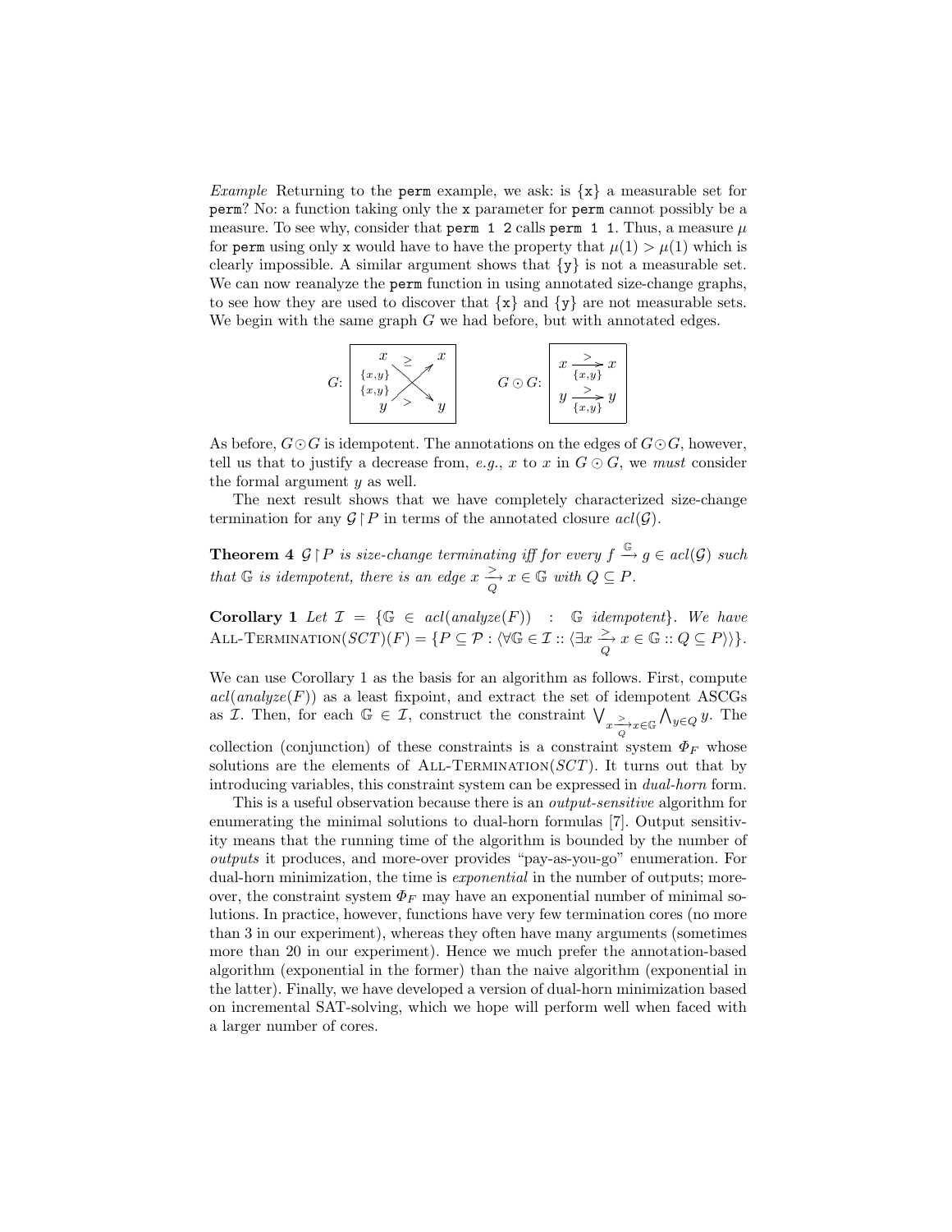*Example* Returning to the `perm` example, we ask: is `{x}` a measurable set for `perm`? No: a function taking only the `x` parameter for `perm` cannot possibly be a measure. To see why, consider that `perm 1 2` calls `perm 1 1`. Thus, a measure $\mu$ for `perm` using only `x` would have to have the property that $\mu(1) > \mu(1)$ which is clearly impossible. A similar argument shows that `{y}` is not a measurable set. We can now reanalyze the `perm` function in using annotated size-change graphs, to see how they are used to discover that `{x}` and `{y}` are not measurable sets. We begin with the same graph $G$ we had before, but with annotated edges.

$G$: $x \xrightarrow[\{x,y\}]{\geq} y$, $y \xrightarrow[\{x,y\}]{>} x$ $\qquad$ $G \odot G$: $x \xrightarrow[\{x,y\}]{>} x$, $y \xrightarrow[\{x,y\}]{>} y$

As before, $G \odot G$ is idempotent. The annotations on the edges of $G \odot G$, however, tell us that to justify a decrease from, *e.g.*, $x$ to $x$ in $G \odot G$, we *must* consider the formal argument $y$ as well.

The next result shows that we have completely characterized size-change termination for any $\mathcal{G} \restriction P$ in terms of the annotated closure $acl(\mathcal{G})$.

**Theorem 4** *$\mathcal{G} \restriction P$ is size-change terminating iff for every $f \xrightarrow{\mathbb{G}} g \in acl(\mathcal{G})$ such that $\mathbb{G}$ is idempotent, there is an edge $x \xrightarrow[Q]{>} x \in \mathbb{G}$ with $Q \subseteq P$.*

**Corollary 1** *Let $\mathcal{I} = \{\mathbb{G} \in acl(analyze(F)) : \mathbb{G} \text{ idempotent}\}$. We have* $\textsc{All-Termination}(SCT)(F) = \{P \subseteq \mathcal{P} : \langle \forall \mathbb{G} \in \mathcal{I} :: \langle \exists x \xrightarrow[Q]{>} x \in \mathbb{G} :: Q \subseteq P \rangle \rangle \}$.

We can use Corollary 1 as the basis for an algorithm as follows. First, compute $acl(analyze(F))$ as a least fixpoint, and extract the set of idempotent ASCGs as $\mathcal{I}$. Then, for each $\mathbb{G} \in \mathcal{I}$, construct the constraint $\bigvee_{x \xrightarrow[Q]{>} x \in \mathbb{G}} \bigwedge_{y \in Q} y$. The collection (conjunction) of these constraints is a constraint system $\Phi_F$ whose solutions are the elements of $\textsc{All-Termination}(SCT)$. It turns out that by introducing variables, this constraint system can be expressed in *dual-horn* form.

This is a useful observation because there is an *output-sensitive* algorithm for enumerating the minimal solutions to dual-horn formulas [7]. Output sensitivity means that the running time of the algorithm is bounded by the number of *outputs* it produces, and more-over provides "pay-as-you-go" enumeration. For dual-horn minimization, the time is *exponential* in the number of outputs; moreover, the constraint system $\Phi_F$ may have an exponential number of minimal solutions. In practice, however, functions have very few termination cores (no more than 3 in our experiment), whereas they often have many arguments (sometimes more than 20 in our experiment). Hence we much prefer the annotation-based algorithm (exponential in the former) than the naive algorithm (exponential in the latter). Finally, we have developed a version of dual-horn minimization based on incremental SAT-solving, which we hope will perform well when faced with a larger number of cores.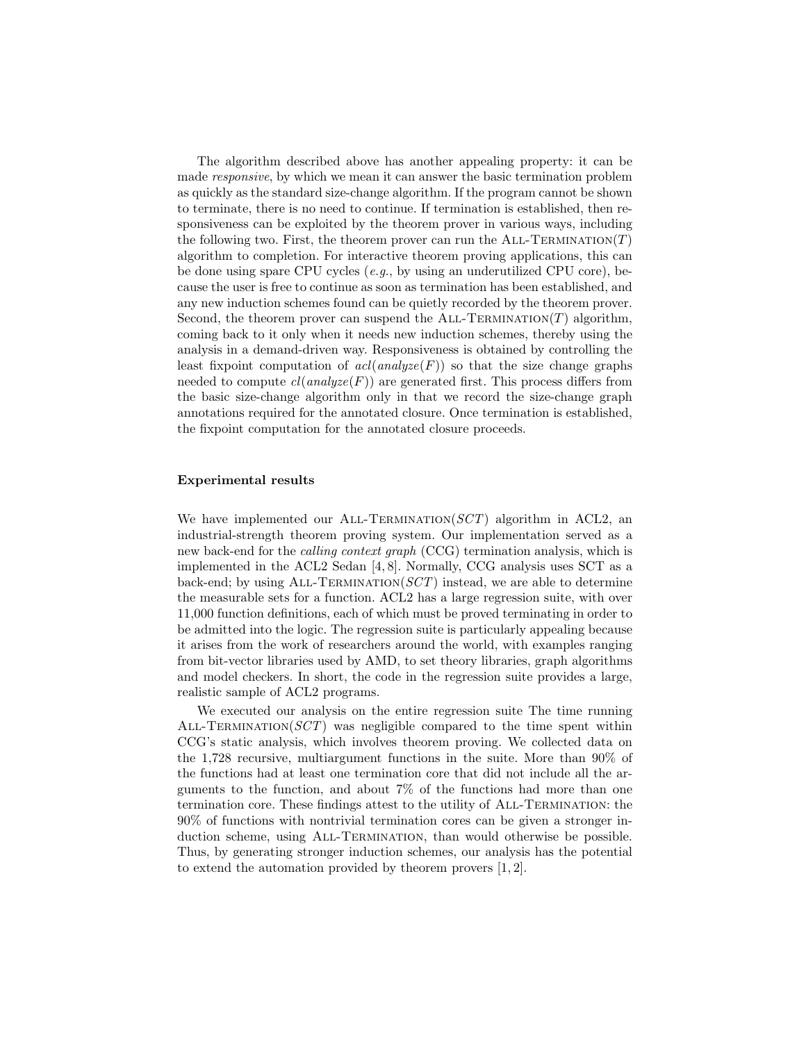The algorithm described above has another appealing property: it can be made *responsive*, by which we mean it can answer the basic termination problem as quickly as the standard size-change algorithm. If the program cannot be shown to terminate, there is no need to continue. If termination is established, then responsiveness can be exploited by the theorem prover in various ways, including the following two. First, the theorem prover can run the All-Termination($T$) algorithm to completion. For interactive theorem proving applications, this can be done using spare CPU cycles (*e.g.*, by using an underutilized CPU core), because the user is free to continue as soon as termination has been established, and any new induction schemes found can be quietly recorded by the theorem prover. Second, the theorem prover can suspend the All-Termination($T$) algorithm, coming back to it only when it needs new induction schemes, thereby using the analysis in a demand-driven way. Responsiveness is obtained by controlling the least fixpoint computation of $acl(analyze(F))$ so that the size change graphs needed to compute $cl(analyze(F))$ are generated first. This process differs from the basic size-change algorithm only in that we record the size-change graph annotations required for the annotated closure. Once termination is established, the fixpoint computation for the annotated closure proceeds.

### Experimental results

We have implemented our All-Termination($SCT$) algorithm in ACL2, an industrial-strength theorem proving system. Our implementation served as a new back-end for the *calling context graph* (CCG) termination analysis, which is implemented in the ACL2 Sedan [4, 8]. Normally, CCG analysis uses SCT as a back-end; by using All-Termination($SCT$) instead, we are able to determine the measurable sets for a function. ACL2 has a large regression suite, with over 11,000 function definitions, each of which must be proved terminating in order to be admitted into the logic. The regression suite is particularly appealing because it arises from the work of researchers around the world, with examples ranging from bit-vector libraries used by AMD, to set theory libraries, graph algorithms and model checkers. In short, the code in the regression suite provides a large, realistic sample of ACL2 programs.

We executed our analysis on the entire regression suite The time running All-Termination($SCT$) was negligible compared to the time spent within CCG's static analysis, which involves theorem proving. We collected data on the 1,728 recursive, multiargument functions in the suite. More than 90% of the functions had at least one termination core that did not include all the arguments to the function, and about 7% of the functions had more than one termination core. These findings attest to the utility of All-Termination: the 90% of functions with nontrivial termination cores can be given a stronger induction scheme, using All-Termination, than would otherwise be possible. Thus, by generating stronger induction schemes, our analysis has the potential to extend the automation provided by theorem provers [1, 2].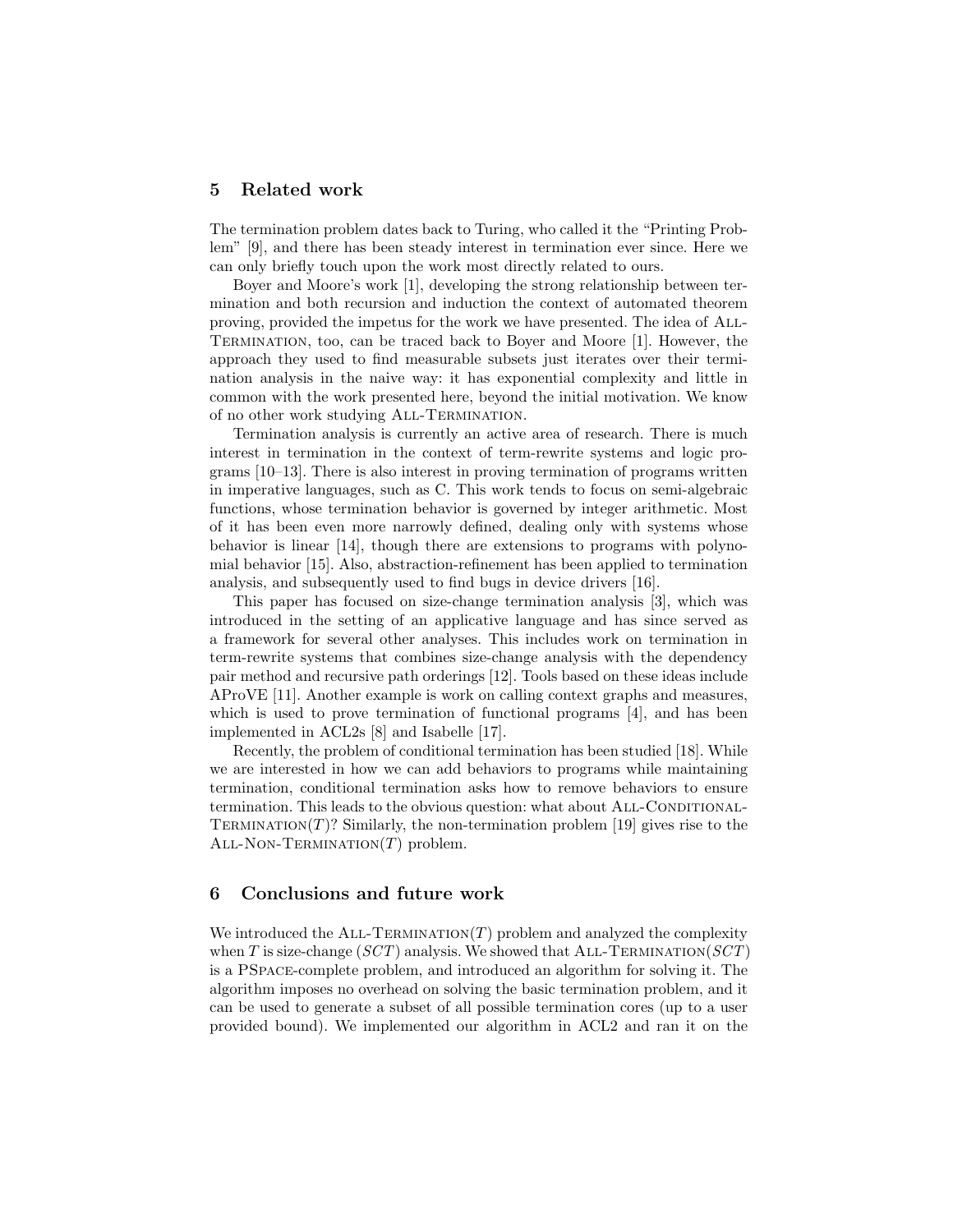## 5 Related work

The termination problem dates back to Turing, who called it the "Printing Problem" [9], and there has been steady interest in termination ever since. Here we can only briefly touch upon the work most directly related to ours.

Boyer and Moore's work [1], developing the strong relationship between termination and both recursion and induction the context of automated theorem proving, provided the impetus for the work we have presented. The idea of ALL-TERMINATION, too, can be traced back to Boyer and Moore [1]. However, the approach they used to find measurable subsets just iterates over their termination analysis in the naive way: it has exponential complexity and little in common with the work presented here, beyond the initial motivation. We know of no other work studying ALL-TERMINATION.

Termination analysis is currently an active area of research. There is much interest in termination in the context of term-rewrite systems and logic programs [10–13]. There is also interest in proving termination of programs written in imperative languages, such as C. This work tends to focus on semi-algebraic functions, whose termination behavior is governed by integer arithmetic. Most of it has been even more narrowly defined, dealing only with systems whose behavior is linear [14], though there are extensions to programs with polynomial behavior [15]. Also, abstraction-refinement has been applied to termination analysis, and subsequently used to find bugs in device drivers [16].

This paper has focused on size-change termination analysis [3], which was introduced in the setting of an applicative language and has since served as a framework for several other analyses. This includes work on termination in term-rewrite systems that combines size-change analysis with the dependency pair method and recursive path orderings [12]. Tools based on these ideas include AProVE [11]. Another example is work on calling context graphs and measures, which is used to prove termination of functional programs [4], and has been implemented in ACL2s [8] and Isabelle [17].

Recently, the problem of conditional termination has been studied [18]. While we are interested in how we can add behaviors to programs while maintaining termination, conditional termination asks how to remove behaviors to ensure termination. This leads to the obvious question: what about ALL-CONDITIONAL-TERMINATION($T$)? Similarly, the non-termination problem [19] gives rise to the ALL-NON-TERMINATION($T$) problem.

## 6 Conclusions and future work

We introduced the ALL-TERMINATION($T$) problem and analyzed the complexity when $T$ is size-change ($SCT$) analysis. We showed that ALL-TERMINATION($SCT$) is a PSPACE-complete problem, and introduced an algorithm for solving it. The algorithm imposes no overhead on solving the basic termination problem, and it can be used to generate a subset of all possible termination cores (up to a user provided bound). We implemented our algorithm in ACL2 and ran it on the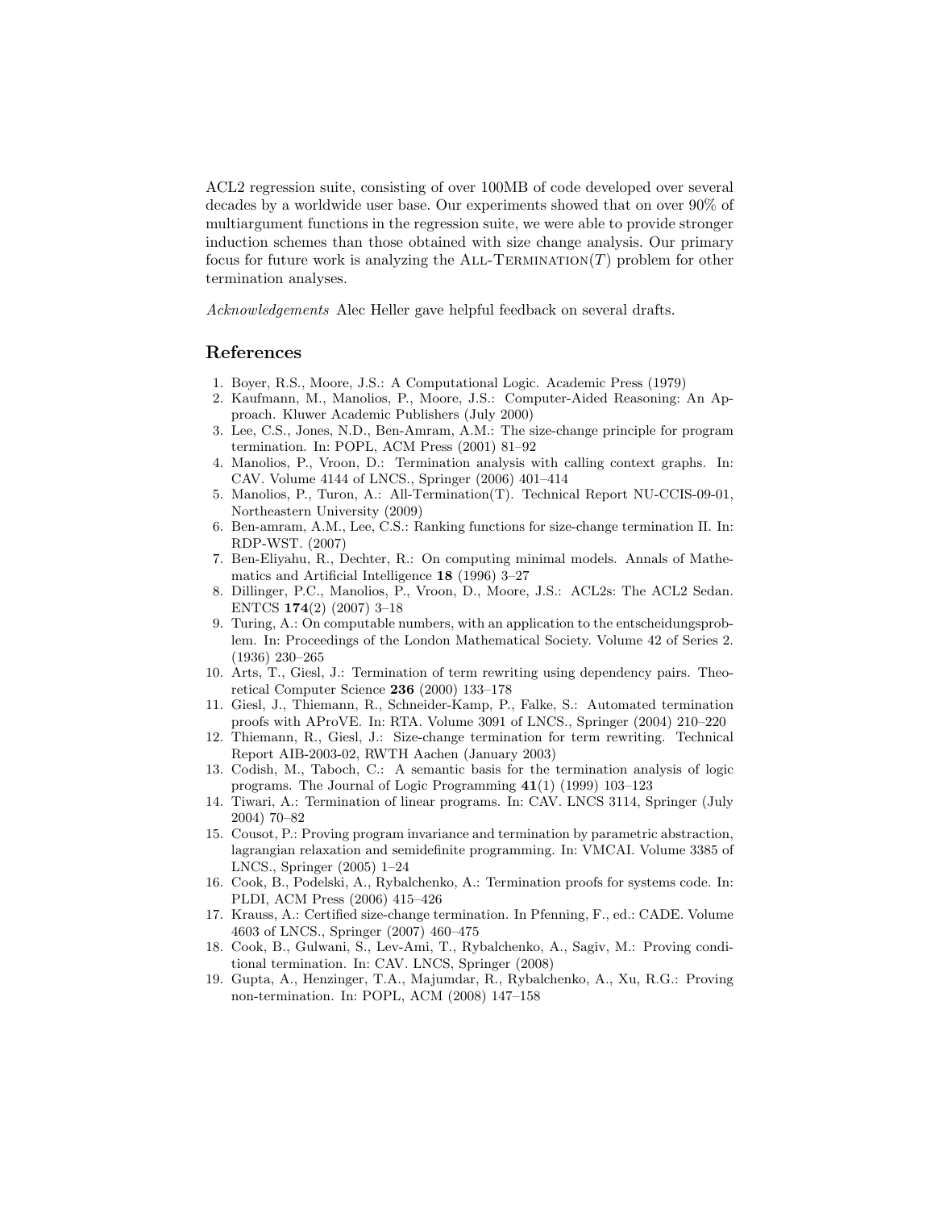ACL2 regression suite, consisting of over 100MB of code developed over several decades by a worldwide user base. Our experiments showed that on over 90% of multiargument functions in the regression suite, we were able to provide stronger induction schemes than those obtained with size change analysis. Our primary focus for future work is analyzing the ALL-TERMINATION($T$) problem for other termination analyses.

*Acknowledgements* Alec Heller gave helpful feedback on several drafts.

## References

1. Boyer, R.S., Moore, J.S.: A Computational Logic. Academic Press (1979)
2. Kaufmann, M., Manolios, P., Moore, J.S.: Computer-Aided Reasoning: An Approach. Kluwer Academic Publishers (July 2000)
3. Lee, C.S., Jones, N.D., Ben-Amram, A.M.: The size-change principle for program termination. In: POPL, ACM Press (2001) 81–92
4. Manolios, P., Vroon, D.: Termination analysis with calling context graphs. In: CAV. Volume 4144 of LNCS., Springer (2006) 401–414
5. Manolios, P., Turon, A.: All-Termination(T). Technical Report NU-CCIS-09-01, Northeastern University (2009)
6. Ben-amram, A.M., Lee, C.S.: Ranking functions for size-change termination II. In: RDP-WST. (2007)
7. Ben-Eliyahu, R., Dechter, R.: On computing minimal models. Annals of Mathematics and Artificial Intelligence **18** (1996) 3–27
8. Dillinger, P.C., Manolios, P., Vroon, D., Moore, J.S.: ACL2s: The ACL2 Sedan. ENTCS **174**(2) (2007) 3–18
9. Turing, A.: On computable numbers, with an application to the entscheidungsproblem. In: Proceedings of the London Mathematical Society. Volume 42 of Series 2. (1936) 230–265
10. Arts, T., Giesl, J.: Termination of term rewriting using dependency pairs. Theoretical Computer Science **236** (2000) 133–178
11. Giesl, J., Thiemann, R., Schneider-Kamp, P., Falke, S.: Automated termination proofs with AProVE. In: RTA. Volume 3091 of LNCS., Springer (2004) 210–220
12. Thiemann, R., Giesl, J.: Size-change termination for term rewriting. Technical Report AIB-2003-02, RWTH Aachen (January 2003)
13. Codish, M., Taboch, C.: A semantic basis for the termination analysis of logic programs. The Journal of Logic Programming **41**(1) (1999) 103–123
14. Tiwari, A.: Termination of linear programs. In: CAV. LNCS 3114, Springer (July 2004) 70–82
15. Cousot, P.: Proving program invariance and termination by parametric abstraction, lagrangian relaxation and semidefinite programming. In: VMCAI. Volume 3385 of LNCS., Springer (2005) 1–24
16. Cook, B., Podelski, A., Rybalchenko, A.: Termination proofs for systems code. In: PLDI, ACM Press (2006) 415–426
17. Krauss, A.: Certified size-change termination. In Pfenning, F., ed.: CADE. Volume 4603 of LNCS., Springer (2007) 460–475
18. Cook, B., Gulwani, S., Lev-Ami, T., Rybalchenko, A., Sagiv, M.: Proving conditional termination. In: CAV. LNCS, Springer (2008)
19. Gupta, A., Henzinger, T.A., Majumdar, R., Rybalchenko, A., Xu, R.G.: Proving non-termination. In: POPL, ACM (2008) 147–158